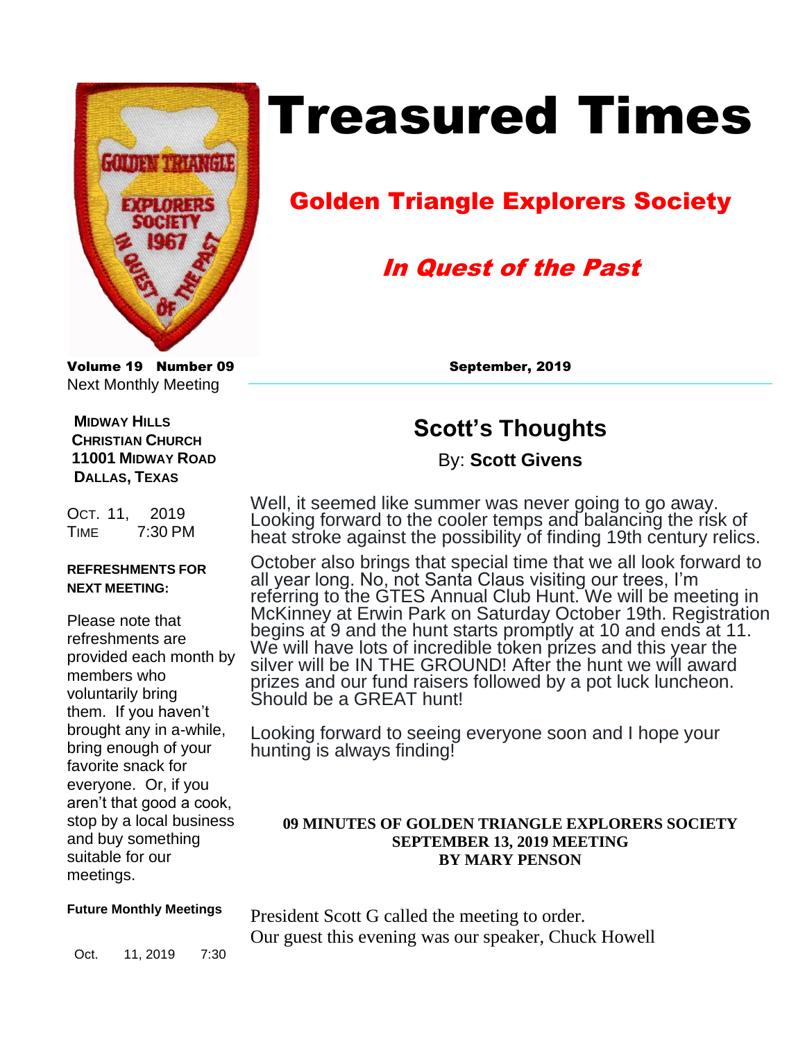# Treasured Times

## Golden Triangle Explorers Society

### *In Quest of the Past*

**Volume 19 Number 09** **September, 2019**

Next Monthly Meeting

**MIDWAY HILLS CHRISTIAN CHURCH**
**11001 MIDWAY ROAD**
**DALLAS, TEXAS**

OCT. 11, 2019
TIME 7:30 PM

**REFRESHMENTS FOR NEXT MEETING:**

Please note that refreshments are provided each month by members who voluntarily bring them. If you haven't brought any in a-while, bring enough of your favorite snack for everyone. Or, if you aren't that good a cook, stop by a local business and buy something suitable for our meetings.

**Future Monthly Meetings**

Oct. 11, 2019 7:30

## Scott's Thoughts

By: **Scott Givens**

Well, it seemed like summer was never going to go away. Looking forward to the cooler temps and balancing the risk of heat stroke against the possibility of finding 19th century relics.

October also brings that special time that we all look forward to all year long. No, not Santa Claus visiting our trees, I'm referring to the GTES Annual Club Hunt. We will be meeting in McKinney at Erwin Park on Saturday October 19th. Registration begins at 9 and the hunt starts promptly at 10 and ends at 11. We will have lots of incredible token prizes and this year the silver will be IN THE GROUND! After the hunt we will award prizes and our fund raisers followed by a pot luck luncheon. Should be a GREAT hunt!

Looking forward to seeing everyone soon and I hope your hunting is always finding!

**09 MINUTES OF GOLDEN TRIANGLE EXPLORERS SOCIETY**
**SEPTEMBER 13, 2019 MEETING**
**BY MARY PENSON**

President Scott G called the meeting to order.
Our guest this evening was our speaker, Chuck Howell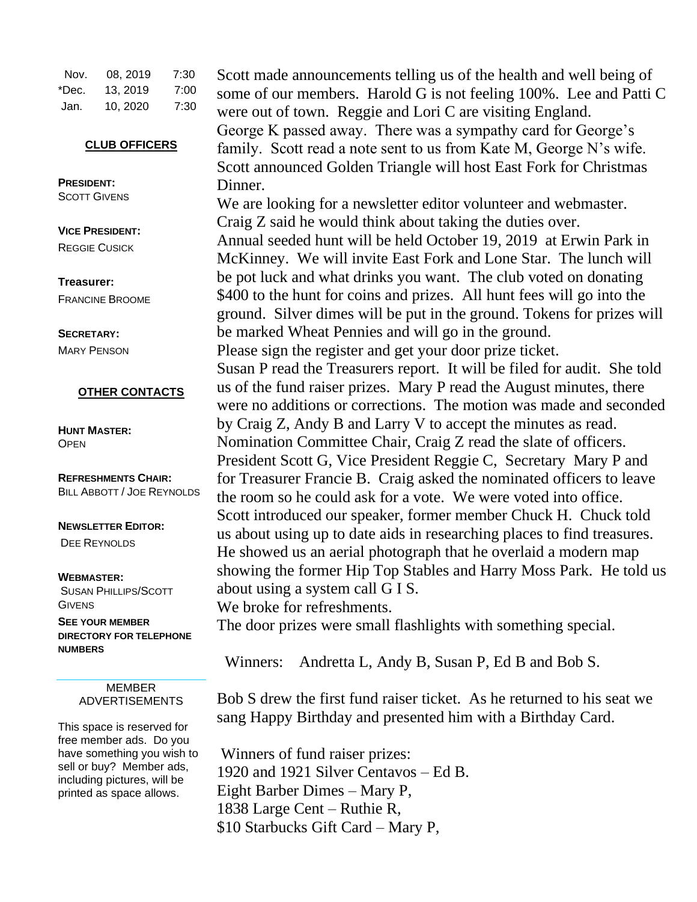| | | |
|---|---|---|
| Nov. | 08, 2019 | 7:30 |
| *Dec. | 13, 2019 | 7:00 |
| Jan. | 10, 2020 | 7:30 |

### CLUB OFFICERS

**PRESIDENT:**
SCOTT GIVENS

**VICE PRESIDENT:**
REGGIE CUSICK

**Treasurer:**
FRANCINE BROOME

**SECRETARY:**
MARY PENSON

### OTHER CONTACTS

**HUNT MASTER:**
OPEN

**REFRESHMENTS CHAIR:**
BILL ABBOTT / JOE REYNOLDS

**NEWSLETTER EDITOR:**
DEE REYNOLDS

**WEBMASTER:**
SUSAN PHILLIPS/SCOTT GIVENS

**SEE YOUR MEMBER DIRECTORY FOR TELEPHONE NUMBERS**

MEMBER ADVERTISEMENTS

This space is reserved for free member ads. Do you have something you wish to sell or buy? Member ads, including pictures, will be printed as space allows.

Scott made announcements telling us of the health and well being of some of our members. Harold G is not feeling 100%. Lee and Patti C were out of town. Reggie and Lori C are visiting England. George K passed away. There was a sympathy card for George's family. Scott read a note sent to us from Kate M, George N's wife. Scott announced Golden Triangle will host East Fork for Christmas Dinner.

We are looking for a newsletter editor volunteer and webmaster. Craig Z said he would think about taking the duties over.

Annual seeded hunt will be held October 19, 2019 at Erwin Park in McKinney. We will invite East Fork and Lone Star. The lunch will be pot luck and what drinks you want. The club voted on donating $400 to the hunt for coins and prizes. All hunt fees will go into the ground. Silver dimes will be put in the ground. Tokens for prizes will be marked Wheat Pennies and will go in the ground.

Please sign the register and get your door prize ticket.

Susan P read the Treasurers report. It will be filed for audit. She told us of the fund raiser prizes. Mary P read the August minutes, there were no additions or corrections. The motion was made and seconded by Craig Z, Andy B and Larry V to accept the minutes as read.

Nomination Committee Chair, Craig Z read the slate of officers. President Scott G, Vice President Reggie C, Secretary Mary P and for Treasurer Francie B. Craig asked the nominated officers to leave the room so he could ask for a vote. We were voted into office.

Scott introduced our speaker, former member Chuck H. Chuck told us about using up to date aids in researching places to find treasures. He showed us an aerial photograph that he overlaid a modern map showing the former Hip Top Stables and Harry Moss Park. He told us about using a system call G I S.

We broke for refreshments.

The door prizes were small flashlights with something special.

Winners: Andretta L, Andy B, Susan P, Ed B and Bob S.

Bob S drew the first fund raiser ticket. As he returned to his seat we sang Happy Birthday and presented him with a Birthday Card.

Winners of fund raiser prizes:
1920 and 1921 Silver Centavos – Ed B.
Eight Barber Dimes – Mary P,
1838 Large Cent – Ruthie R,
$10 Starbucks Gift Card – Mary P,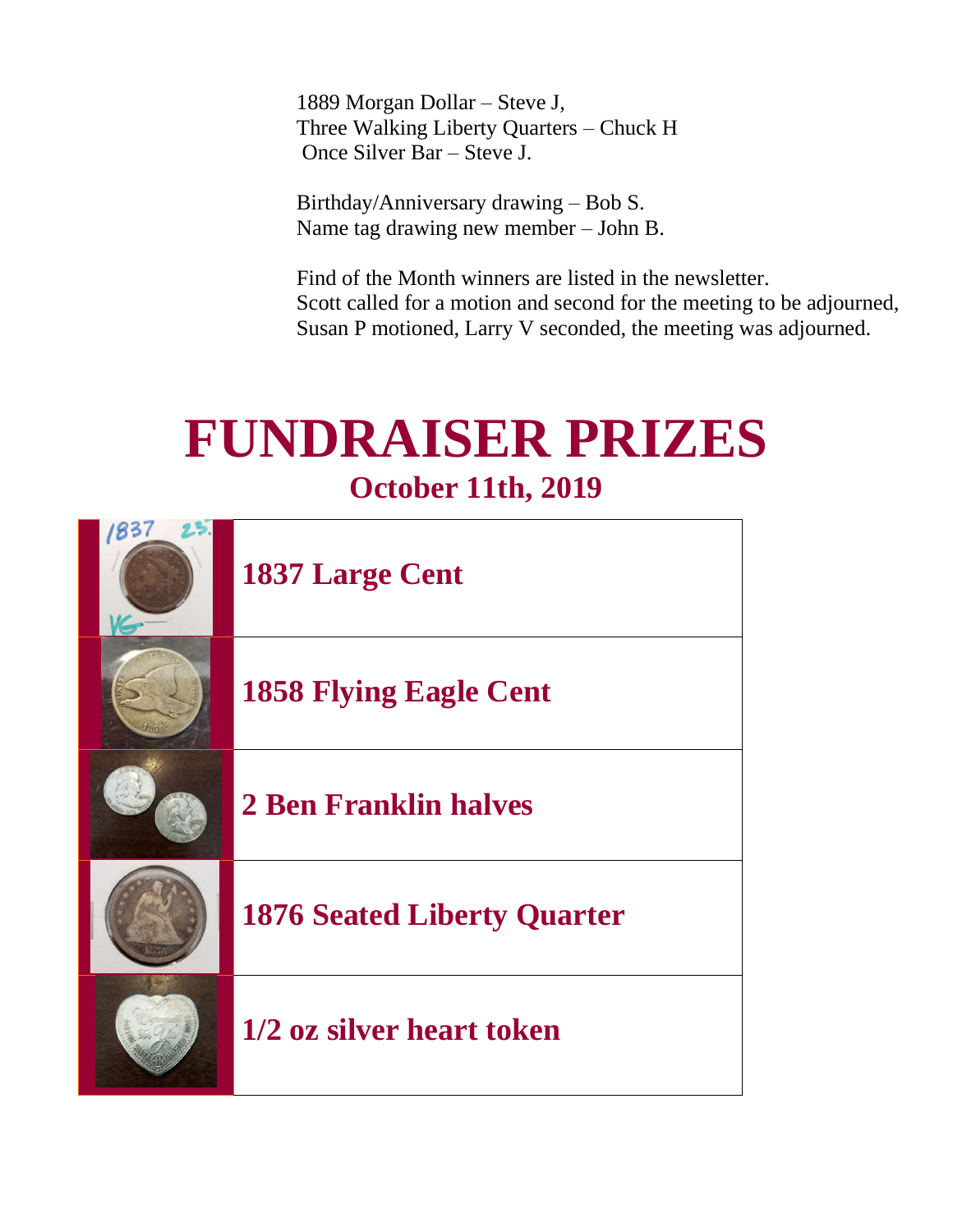1889 Morgan Dollar – Steve J,
Three Walking Liberty Quarters – Chuck H
Once Silver Bar – Steve J.

Birthday/Anniversary drawing – Bob S.
Name tag drawing new member – John B.

Find of the Month winners are listed in the newsletter.
Scott called for a motion and second for the meeting to be adjourned, Susan P motioned, Larry V seconded, the meeting was adjourned.

# FUNDRAISER PRIZES

## October 11th, 2019

| | |
|---|---|
| | **1837 Large Cent** |
| | **1858 Flying Eagle Cent** |
| | **2 Ben Franklin halves** |
| | **1876 Seated Liberty Quarter** |
| | **1/2 oz silver heart token** |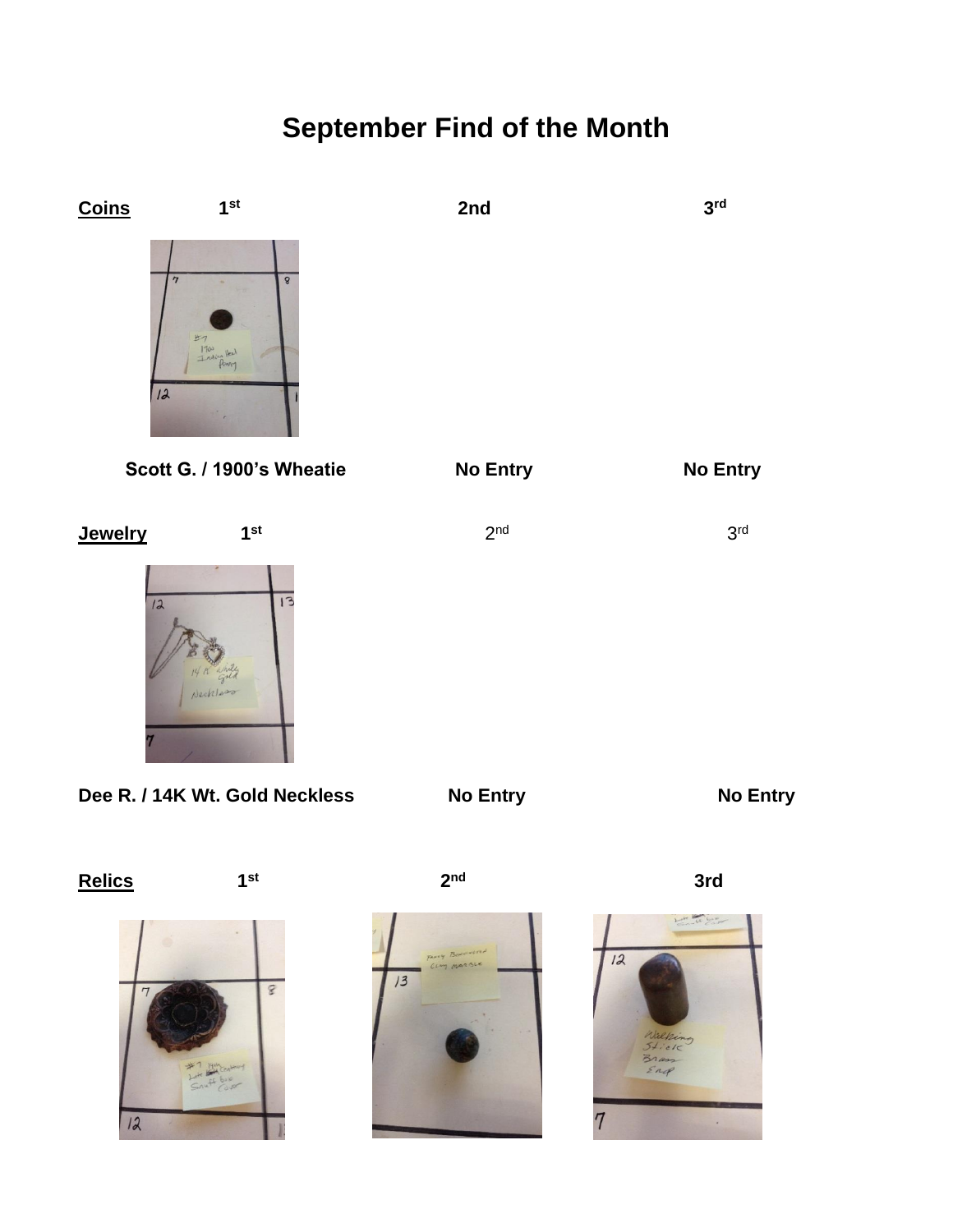# September Find of the Month

| **Coins** | **1st** | **2nd** | **3rd** |
|---|---|---|---|
| | **Scott G. / 1900's Wheatie** | **No Entry** | **No Entry** |

| **Jewelry** | **1st** | 2nd | 3rd |
|---|---|---|---|
| | **Dee R. / 14K Wt. Gold Neckless** | **No Entry** | **No Entry** |

| **Relics** | **1st** | **2nd** | **3rd** |
|---|---|---|---|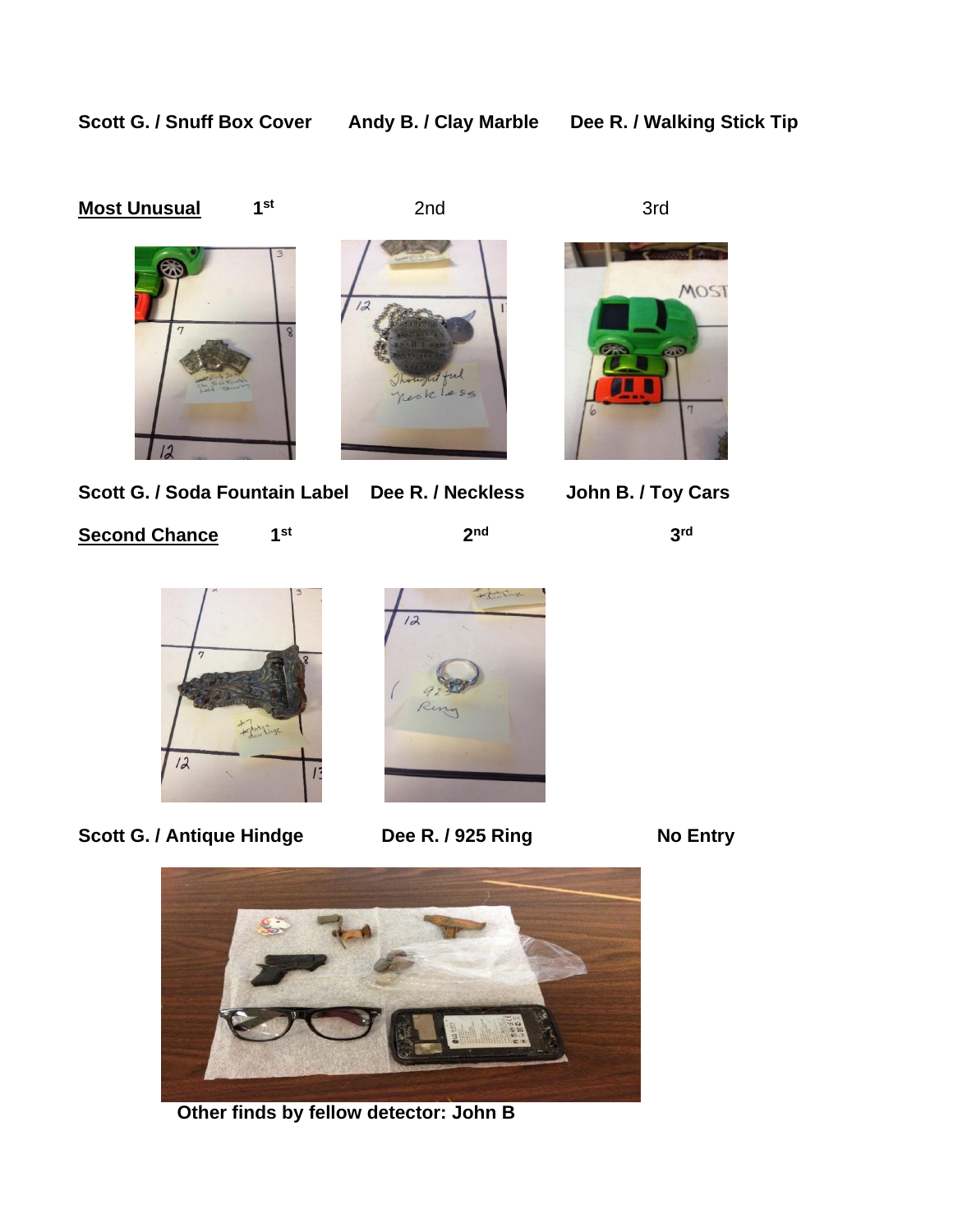**Scott G. / Snuff Box Cover** **Andy B. / Clay Marble** **Dee R. / Walking Stick Tip**

**Most Unusual** **1st** 2nd 3rd

**Scott G. / Soda Fountain Label** **Dee R. / Neckless** **John B. / Toy Cars**

**Second Chance** **1st** **2nd** **3rd**

**Scott G. / Antique Hindge** **Dee R. / 925 Ring** **No Entry**

**Other finds by fellow detector: John B**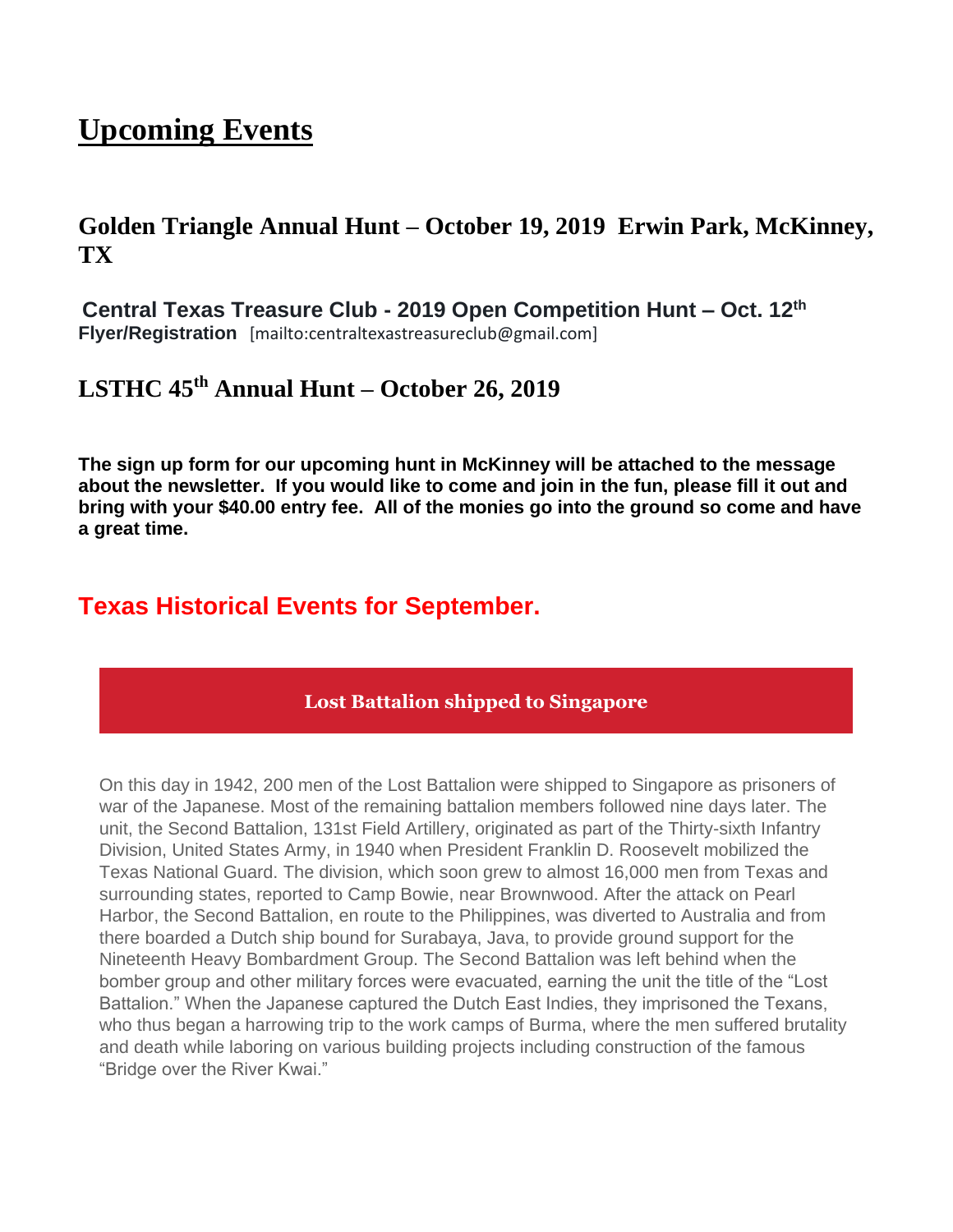# Upcoming Events

## Golden Triangle Annual Hunt – October 19, 2019  Erwin Park, McKinney, TX

### Central Texas Treasure Club - 2019 Open Competition Hunt – Oct. 12th

**Flyer/Registration** [mailto:centraltexastreasureclub@gmail.com]

## LSTHC 45th Annual Hunt – October 26, 2019

**The sign up form for our upcoming hunt in McKinney will be attached to the message about the newsletter. If you would like to come and join in the fun, please fill it out and bring with your $40.00 entry fee. All of the monies go into the ground so come and have a great time.**

## Texas Historical Events for September.

### Lost Battalion shipped to Singapore

On this day in 1942, 200 men of the Lost Battalion were shipped to Singapore as prisoners of war of the Japanese. Most of the remaining battalion members followed nine days later. The unit, the Second Battalion, 131st Field Artillery, originated as part of the Thirty-sixth Infantry Division, United States Army, in 1940 when President Franklin D. Roosevelt mobilized the Texas National Guard. The division, which soon grew to almost 16,000 men from Texas and surrounding states, reported to Camp Bowie, near Brownwood. After the attack on Pearl Harbor, the Second Battalion, en route to the Philippines, was diverted to Australia and from there boarded a Dutch ship bound for Surabaya, Java, to provide ground support for the Nineteenth Heavy Bombardment Group. The Second Battalion was left behind when the bomber group and other military forces were evacuated, earning the unit the title of the "Lost Battalion." When the Japanese captured the Dutch East Indies, they imprisoned the Texans, who thus began a harrowing trip to the work camps of Burma, where the men suffered brutality and death while laboring on various building projects including construction of the famous "Bridge over the River Kwai."